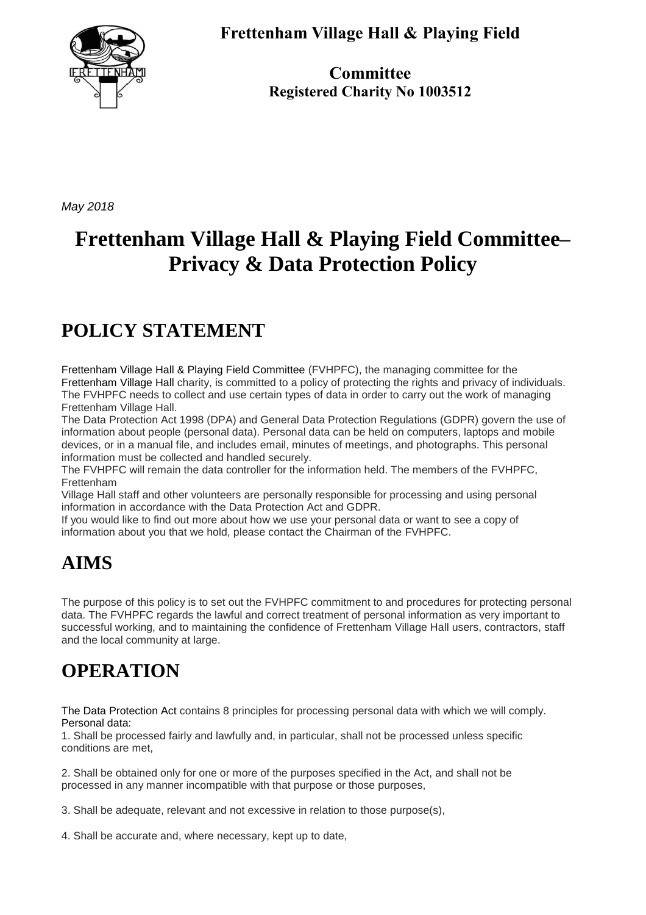**Frettenham Village Hall & Playing Field**

**Committee**
**Registered Charity No 1003512**

*May 2018*

# Frettenham Village Hall & Playing Field Committee– Privacy & Data Protection Policy

## POLICY STATEMENT

Frettenham Village Hall & Playing Field Committee (FVHPFC), the managing committee for the Frettenham Village Hall charity, is committed to a policy of protecting the rights and privacy of individuals. The FVHPFC needs to collect and use certain types of data in order to carry out the work of managing Frettenham Village Hall.

The Data Protection Act 1998 (DPA) and General Data Protection Regulations (GDPR) govern the use of information about people (personal data). Personal data can be held on computers, laptops and mobile devices, or in a manual file, and includes email, minutes of meetings, and photographs. This personal information must be collected and handled securely.

The FVHPFC will remain the data controller for the information held. The members of the FVHPFC, Frettenham Village Hall staff and other volunteers are personally responsible for processing and using personal information in accordance with the Data Protection Act and GDPR.

If you would like to find out more about how we use your personal data or want to see a copy of information about you that we hold, please contact the Chairman of the FVHPFC.

## AIMS

The purpose of this policy is to set out the FVHPFC commitment to and procedures for protecting personal data. The FVHPFC regards the lawful and correct treatment of personal information as very important to successful working, and to maintaining the confidence of Frettenham Village Hall users, contractors, staff and the local community at large.

## OPERATION

The Data Protection Act contains 8 principles for processing personal data with which we will comply.
Personal data:

1. Shall be processed fairly and lawfully and, in particular, shall not be processed unless specific conditions are met,

2. Shall be obtained only for one or more of the purposes specified in the Act, and shall not be processed in any manner incompatible with that purpose or those purposes,

3. Shall be adequate, relevant and not excessive in relation to those purpose(s),

4. Shall be accurate and, where necessary, kept up to date,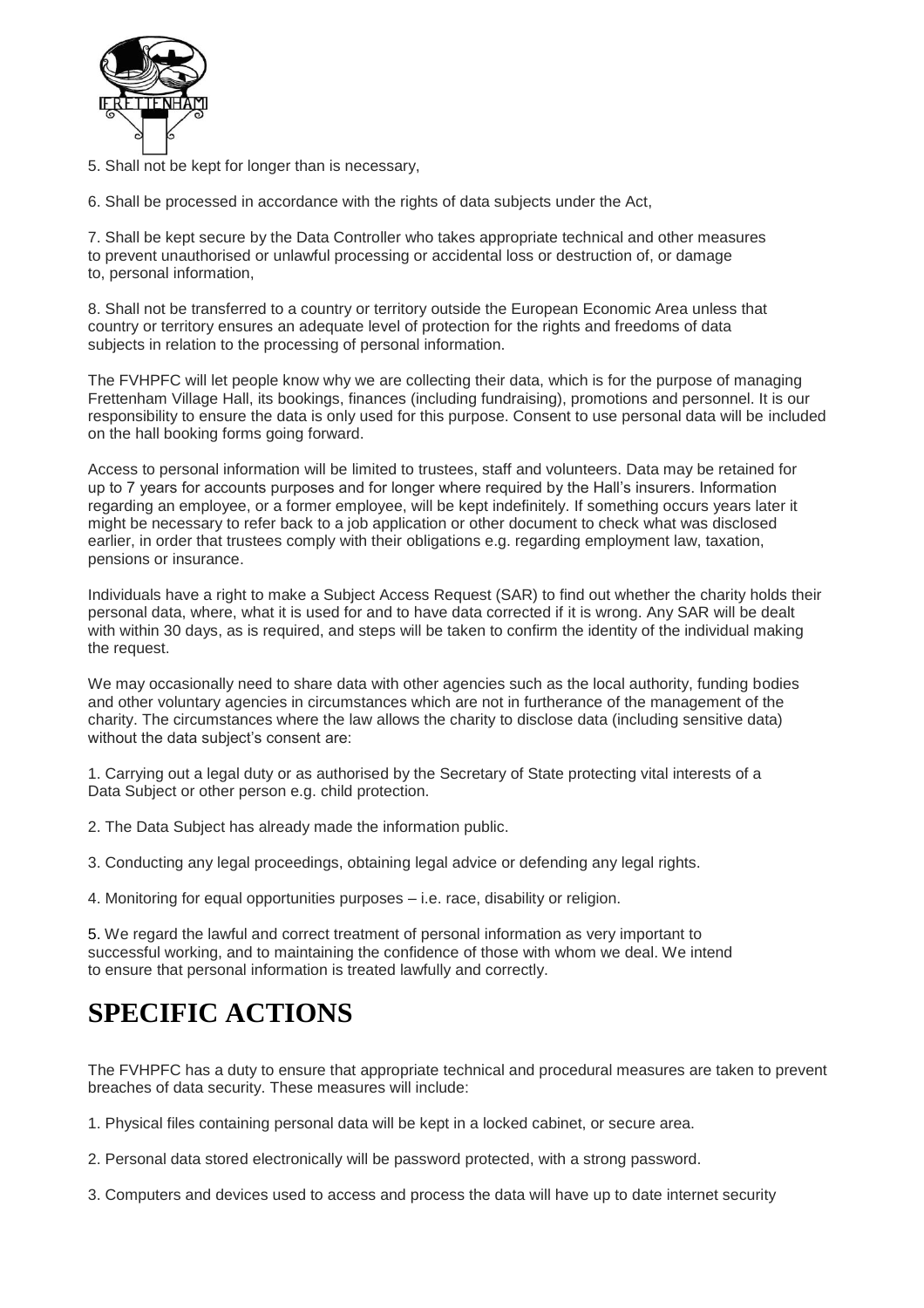5. Shall not be kept for longer than is necessary,

6. Shall be processed in accordance with the rights of data subjects under the Act,

7. Shall be kept secure by the Data Controller who takes appropriate technical and other measures to prevent unauthorised or unlawful processing or accidental loss or destruction of, or damage to, personal information,

8. Shall not be transferred to a country or territory outside the European Economic Area unless that country or territory ensures an adequate level of protection for the rights and freedoms of data subjects in relation to the processing of personal information.

The FVHPFC will let people know why we are collecting their data, which is for the purpose of managing Frettenham Village Hall, its bookings, finances (including fundraising), promotions and personnel. It is our responsibility to ensure the data is only used for this purpose. Consent to use personal data will be included on the hall booking forms going forward.

Access to personal information will be limited to trustees, staff and volunteers. Data may be retained for up to 7 years for accounts purposes and for longer where required by the Hall's insurers. Information regarding an employee, or a former employee, will be kept indefinitely. If something occurs years later it might be necessary to refer back to a job application or other document to check what was disclosed earlier, in order that trustees comply with their obligations e.g. regarding employment law, taxation, pensions or insurance.

Individuals have a right to make a Subject Access Request (SAR) to find out whether the charity holds their personal data, where, what it is used for and to have data corrected if it is wrong. Any SAR will be dealt with within 30 days, as is required, and steps will be taken to confirm the identity of the individual making the request.

We may occasionally need to share data with other agencies such as the local authority, funding bodies and other voluntary agencies in circumstances which are not in furtherance of the management of the charity. The circumstances where the law allows the charity to disclose data (including sensitive data) without the data subject's consent are:

1. Carrying out a legal duty or as authorised by the Secretary of State protecting vital interests of a Data Subject or other person e.g. child protection.

2. The Data Subject has already made the information public.

3. Conducting any legal proceedings, obtaining legal advice or defending any legal rights.

4. Monitoring for equal opportunities purposes – i.e. race, disability or religion.

5. We regard the lawful and correct treatment of personal information as very important to successful working, and to maintaining the confidence of those with whom we deal. We intend to ensure that personal information is treated lawfully and correctly.

# SPECIFIC ACTIONS

The FVHPFC has a duty to ensure that appropriate technical and procedural measures are taken to prevent breaches of data security. These measures will include:

1. Physical files containing personal data will be kept in a locked cabinet, or secure area.

2. Personal data stored electronically will be password protected, with a strong password.

3. Computers and devices used to access and process the data will have up to date internet security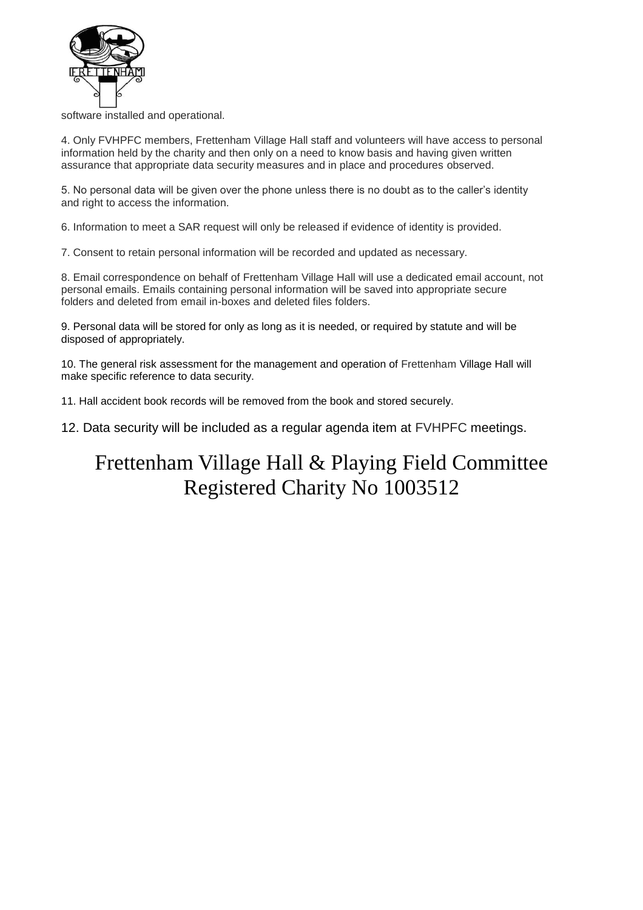software installed and operational.

4. Only FVHPFC members, Frettenham Village Hall staff and volunteers will have access to personal information held by the charity and then only on a need to know basis and having given written assurance that appropriate data security measures and in place and procedures observed.

5. No personal data will be given over the phone unless there is no doubt as to the caller's identity and right to access the information.

6. Information to meet a SAR request will only be released if evidence of identity is provided.

7. Consent to retain personal information will be recorded and updated as necessary.

8. Email correspondence on behalf of Frettenham Village Hall will use a dedicated email account, not personal emails. Emails containing personal information will be saved into appropriate secure folders and deleted from email in-boxes and deleted files folders.

9. Personal data will be stored for only as long as it is needed, or required by statute and will be disposed of appropriately.

10. The general risk assessment for the management and operation of Frettenham Village Hall will make specific reference to data security.

11. Hall accident book records will be removed from the book and stored securely.

12. Data security will be included as a regular agenda item at FVHPFC meetings.

Frettenham Village Hall & Playing Field Committee
Registered Charity No 1003512